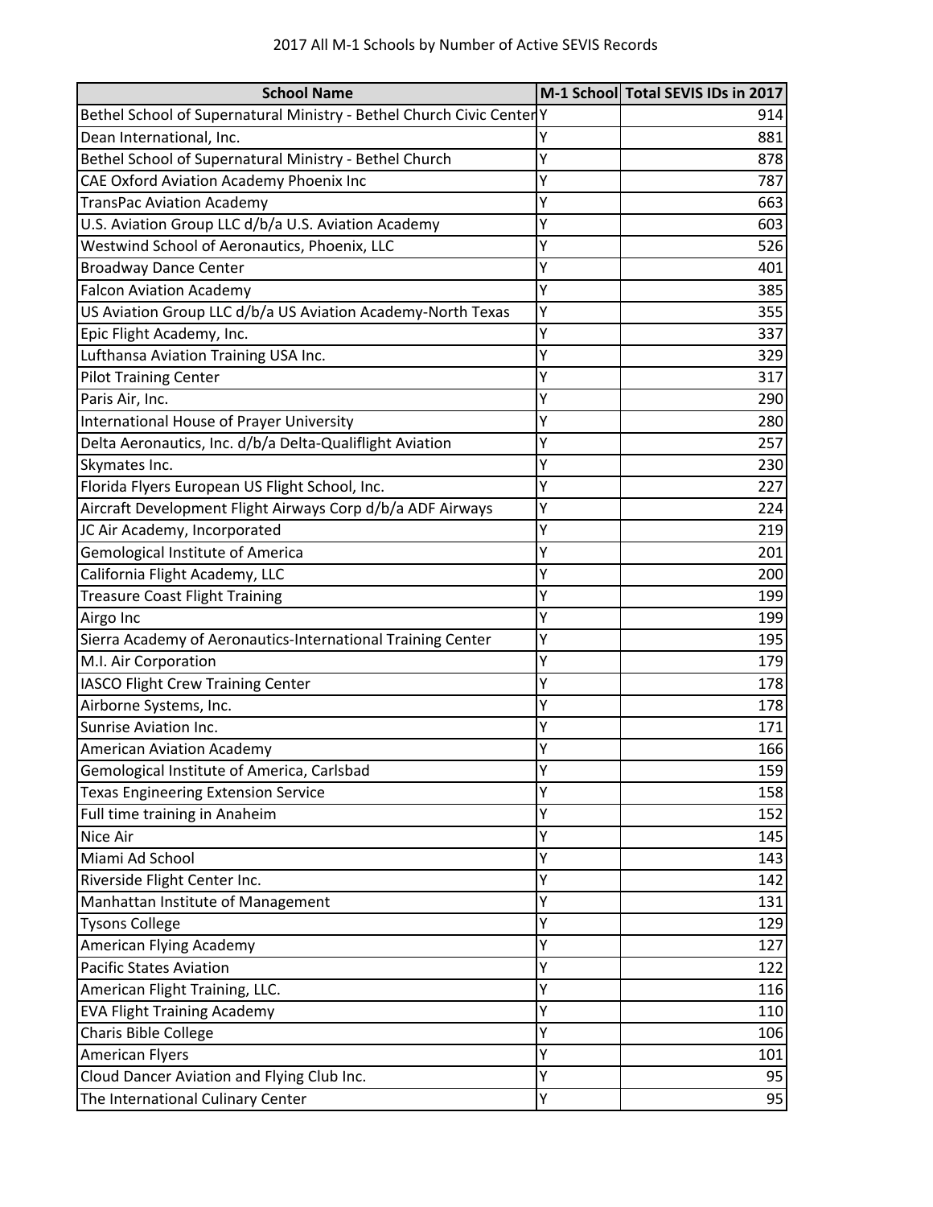# 2017 All M-1 Schools by Number of Active SEVIS Records

| School Name | M-1 School | Total SEVIS IDs in 2017 |
|---|---|---|
| Bethel School of Supernatural Ministry - Bethel Church Civic Center | Y | 914 |
| Dean International, Inc. | Y | 881 |
| Bethel School of Supernatural Ministry - Bethel Church | Y | 878 |
| CAE Oxford Aviation Academy Phoenix Inc | Y | 787 |
| TransPac Aviation Academy | Y | 663 |
| U.S. Aviation Group LLC d/b/a U.S. Aviation Academy | Y | 603 |
| Westwind School of Aeronautics, Phoenix, LLC | Y | 526 |
| Broadway Dance Center | Y | 401 |
| Falcon Aviation Academy | Y | 385 |
| US Aviation Group LLC d/b/a US Aviation Academy-North Texas | Y | 355 |
| Epic Flight Academy, Inc. | Y | 337 |
| Lufthansa Aviation Training USA Inc. | Y | 329 |
| Pilot Training Center | Y | 317 |
| Paris Air, Inc. | Y | 290 |
| International House of Prayer University | Y | 280 |
| Delta Aeronautics, Inc. d/b/a Delta-Qualiflight Aviation | Y | 257 |
| Skymates Inc. | Y | 230 |
| Florida Flyers European US Flight School, Inc. | Y | 227 |
| Aircraft Development Flight Airways Corp d/b/a ADF Airways | Y | 224 |
| JC Air Academy, Incorporated | Y | 219 |
| Gemological Institute of America | Y | 201 |
| California Flight Academy, LLC | Y | 200 |
| Treasure Coast Flight Training | Y | 199 |
| Airgo Inc | Y | 199 |
| Sierra Academy of Aeronautics-International Training Center | Y | 195 |
| M.I. Air Corporation | Y | 179 |
| IASCO Flight Crew Training Center | Y | 178 |
| Airborne Systems, Inc. | Y | 178 |
| Sunrise Aviation Inc. | Y | 171 |
| American Aviation Academy | Y | 166 |
| Gemological Institute of America, Carlsbad | Y | 159 |
| Texas Engineering Extension Service | Y | 158 |
| Full time training in Anaheim | Y | 152 |
| Nice Air | Y | 145 |
| Miami Ad School | Y | 143 |
| Riverside Flight Center Inc. | Y | 142 |
| Manhattan Institute of Management | Y | 131 |
| Tysons College | Y | 129 |
| American Flying Academy | Y | 127 |
| Pacific States Aviation | Y | 122 |
| American Flight Training, LLC. | Y | 116 |
| EVA Flight Training Academy | Y | 110 |
| Charis Bible College | Y | 106 |
| American Flyers | Y | 101 |
| Cloud Dancer Aviation and Flying Club Inc. | Y | 95 |
| The International Culinary Center | Y | 95 |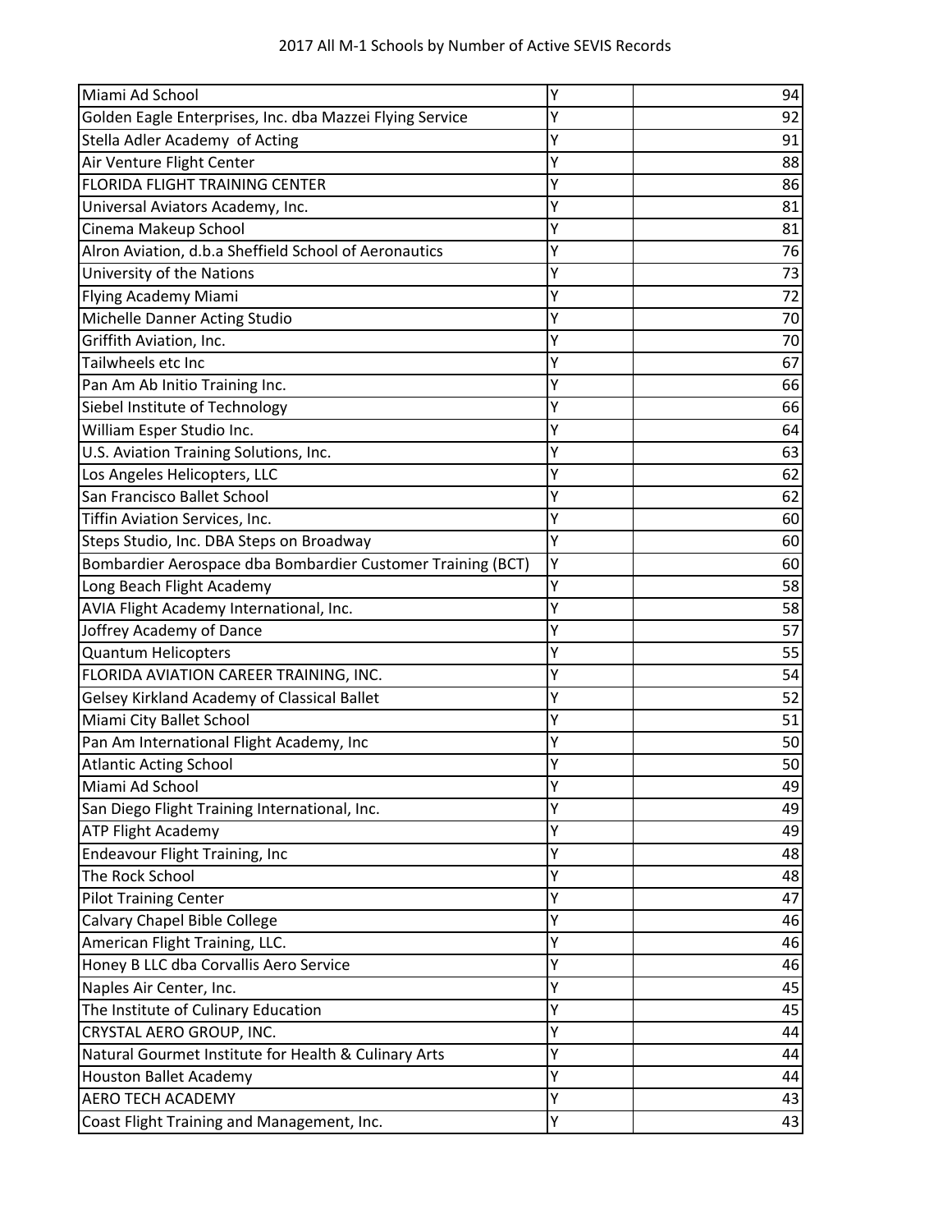# 2017 All M-1 Schools by Number of Active SEVIS Records

| | | |
|---|---|---|
| Miami Ad School | Y | 94 |
| Golden Eagle Enterprises, Inc. dba Mazzei Flying Service | Y | 92 |
| Stella Adler Academy  of Acting | Y | 91 |
| Air Venture Flight Center | Y | 88 |
| FLORIDA FLIGHT TRAINING CENTER | Y | 86 |
| Universal Aviators Academy, Inc. | Y | 81 |
| Cinema Makeup School | Y | 81 |
| Alron Aviation, d.b.a Sheffield School of Aeronautics | Y | 76 |
| University of the Nations | Y | 73 |
| Flying Academy Miami | Y | 72 |
| Michelle Danner Acting Studio | Y | 70 |
| Griffith Aviation, Inc. | Y | 70 |
| Tailwheels etc Inc | Y | 67 |
| Pan Am Ab Initio Training Inc. | Y | 66 |
| Siebel Institute of Technology | Y | 66 |
| William Esper Studio Inc. | Y | 64 |
| U.S. Aviation Training Solutions, Inc. | Y | 63 |
| Los Angeles Helicopters, LLC | Y | 62 |
| San Francisco Ballet School | Y | 62 |
| Tiffin Aviation Services, Inc. | Y | 60 |
| Steps Studio, Inc. DBA Steps on Broadway | Y | 60 |
| Bombardier Aerospace dba Bombardier Customer Training (BCT) | Y | 60 |
| Long Beach Flight Academy | Y | 58 |
| AVIA Flight Academy International, Inc. | Y | 58 |
| Joffrey Academy of Dance | Y | 57 |
| Quantum Helicopters | Y | 55 |
| FLORIDA AVIATION CAREER TRAINING, INC. | Y | 54 |
| Gelsey Kirkland Academy of Classical Ballet | Y | 52 |
| Miami City Ballet School | Y | 51 |
| Pan Am International Flight Academy, Inc | Y | 50 |
| Atlantic Acting School | Y | 50 |
| Miami Ad School | Y | 49 |
| San Diego Flight Training International, Inc. | Y | 49 |
| ATP Flight Academy | Y | 49 |
| Endeavour Flight Training, Inc | Y | 48 |
| The Rock School | Y | 48 |
| Pilot Training Center | Y | 47 |
| Calvary Chapel Bible College | Y | 46 |
| American Flight Training, LLC. | Y | 46 |
| Honey B LLC dba Corvallis Aero Service | Y | 46 |
| Naples Air Center, Inc. | Y | 45 |
| The Institute of Culinary Education | Y | 45 |
| CRYSTAL AERO GROUP, INC. | Y | 44 |
| Natural Gourmet Institute for Health & Culinary Arts | Y | 44 |
| Houston Ballet Academy | Y | 44 |
| AERO TECH ACADEMY | Y | 43 |
| Coast Flight Training and Management, Inc. | Y | 43 |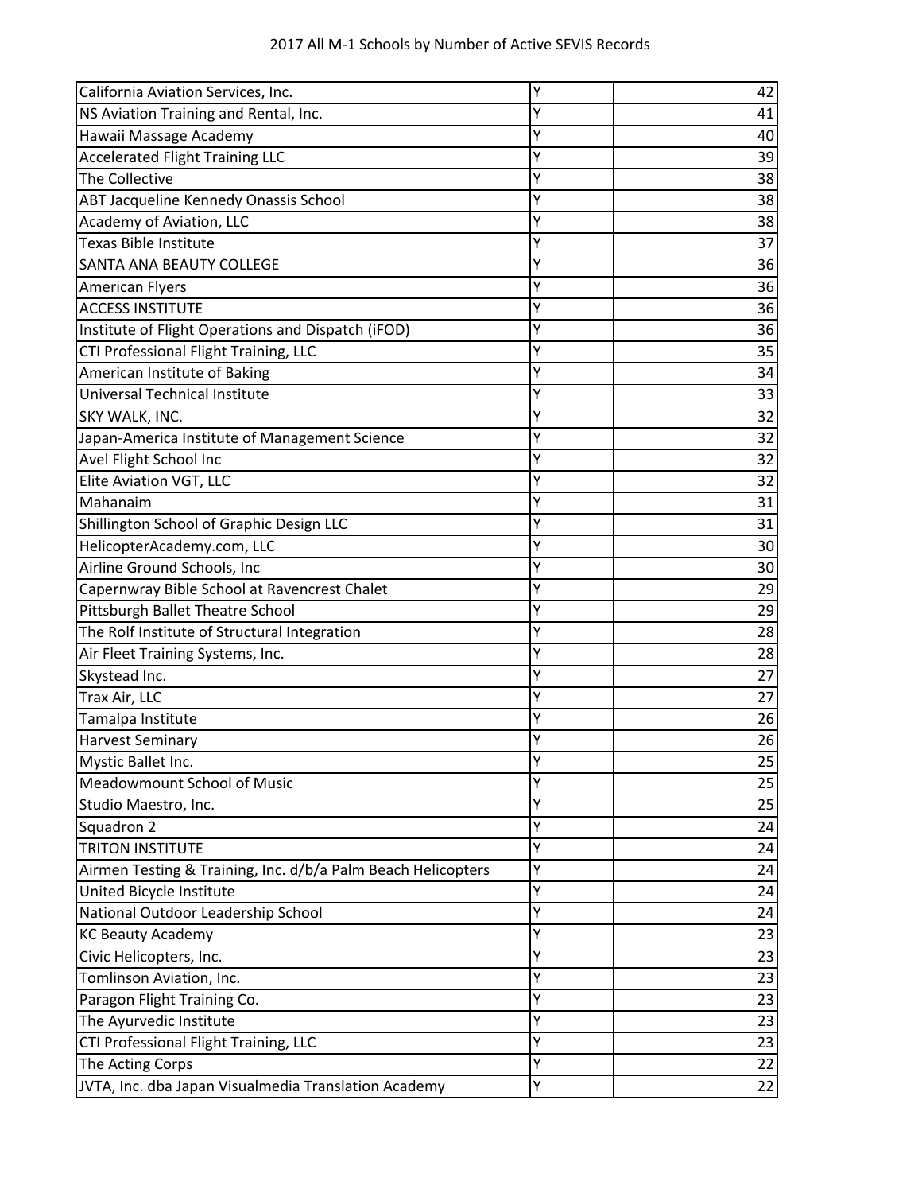| | | |
|---|---|---|
| California Aviation Services, Inc. | Y | 42 |
| NS Aviation Training and Rental, Inc. | Y | 41 |
| Hawaii Massage Academy | Y | 40 |
| Accelerated Flight Training LLC | Y | 39 |
| The Collective | Y | 38 |
| ABT Jacqueline Kennedy Onassis School | Y | 38 |
| Academy of Aviation, LLC | Y | 38 |
| Texas Bible Institute | Y | 37 |
| SANTA ANA BEAUTY COLLEGE | Y | 36 |
| American Flyers | Y | 36 |
| ACCESS INSTITUTE | Y | 36 |
| Institute of Flight Operations and Dispatch (iFOD) | Y | 36 |
| CTI Professional Flight Training, LLC | Y | 35 |
| American Institute of Baking | Y | 34 |
| Universal Technical Institute | Y | 33 |
| SKY WALK, INC. | Y | 32 |
| Japan-America Institute of Management Science | Y | 32 |
| Avel Flight School Inc | Y | 32 |
| Elite Aviation VGT, LLC | Y | 32 |
| Mahanaim | Y | 31 |
| Shillington School of Graphic Design LLC | Y | 31 |
| HelicopterAcademy.com, LLC | Y | 30 |
| Airline Ground Schools, Inc | Y | 30 |
| Capernwray Bible School at Ravencrest Chalet | Y | 29 |
| Pittsburgh Ballet Theatre School | Y | 29 |
| The Rolf Institute of Structural Integration | Y | 28 |
| Air Fleet Training Systems, Inc. | Y | 28 |
| Skystead Inc. | Y | 27 |
| Trax Air, LLC | Y | 27 |
| Tamalpa Institute | Y | 26 |
| Harvest Seminary | Y | 26 |
| Mystic Ballet Inc. | Y | 25 |
| Meadowmount School of Music | Y | 25 |
| Studio Maestro, Inc. | Y | 25 |
| Squadron 2 | Y | 24 |
| TRITON INSTITUTE | Y | 24 |
| Airmen Testing & Training, Inc. d/b/a Palm Beach Helicopters | Y | 24 |
| United Bicycle Institute | Y | 24 |
| National Outdoor Leadership School | Y | 24 |
| KC Beauty Academy | Y | 23 |
| Civic Helicopters, Inc. | Y | 23 |
| Tomlinson Aviation, Inc. | Y | 23 |
| Paragon Flight Training Co. | Y | 23 |
| The Ayurvedic Institute | Y | 23 |
| CTI Professional Flight Training, LLC | Y | 23 |
| The Acting Corps | Y | 22 |
| JVTA, Inc. dba Japan Visualmedia Translation Academy | Y | 22 |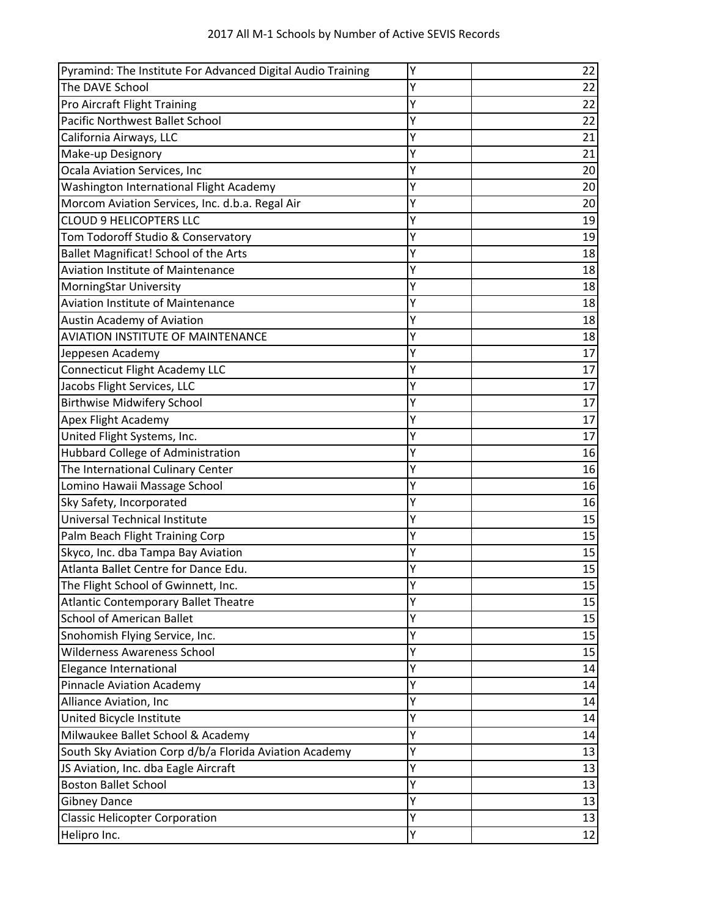| | | |
|---|---|---|
| Pyramind: The Institute For Advanced Digital Audio Training | Y | 22 |
| The DAVE School | Y | 22 |
| Pro Aircraft Flight Training | Y | 22 |
| Pacific Northwest Ballet School | Y | 22 |
| California Airways, LLC | Y | 21 |
| Make-up Designory | Y | 21 |
| Ocala Aviation Services, Inc | Y | 20 |
| Washington International Flight Academy | Y | 20 |
| Morcom Aviation Services, Inc. d.b.a. Regal Air | Y | 20 |
| CLOUD 9 HELICOPTERS LLC | Y | 19 |
| Tom Todoroff Studio & Conservatory | Y | 19 |
| Ballet Magnificat! School of the Arts | Y | 18 |
| Aviation Institute of Maintenance | Y | 18 |
| MorningStar University | Y | 18 |
| Aviation Institute of Maintenance | Y | 18 |
| Austin Academy of Aviation | Y | 18 |
| AVIATION INSTITUTE OF MAINTENANCE | Y | 18 |
| Jeppesen Academy | Y | 17 |
| Connecticut Flight Academy LLC | Y | 17 |
| Jacobs Flight Services, LLC | Y | 17 |
| Birthwise Midwifery School | Y | 17 |
| Apex Flight Academy | Y | 17 |
| United Flight Systems, Inc. | Y | 17 |
| Hubbard College of Administration | Y | 16 |
| The International Culinary Center | Y | 16 |
| Lomino Hawaii Massage School | Y | 16 |
| Sky Safety, Incorporated | Y | 16 |
| Universal Technical Institute | Y | 15 |
| Palm Beach Flight Training Corp | Y | 15 |
| Skyco, Inc. dba Tampa Bay Aviation | Y | 15 |
| Atlanta Ballet Centre for Dance Edu. | Y | 15 |
| The Flight School of Gwinnett, Inc. | Y | 15 |
| Atlantic Contemporary Ballet Theatre | Y | 15 |
| School of American Ballet | Y | 15 |
| Snohomish Flying Service, Inc. | Y | 15 |
| Wilderness Awareness School | Y | 15 |
| Elegance International | Y | 14 |
| Pinnacle Aviation Academy | Y | 14 |
| Alliance Aviation, Inc | Y | 14 |
| United Bicycle Institute | Y | 14 |
| Milwaukee Ballet School & Academy | Y | 14 |
| South Sky Aviation Corp d/b/a Florida Aviation Academy | Y | 13 |
| JS Aviation, Inc. dba Eagle Aircraft | Y | 13 |
| Boston Ballet School | Y | 13 |
| Gibney Dance | Y | 13 |
| Classic Helicopter Corporation | Y | 13 |
| Helipro Inc. | Y | 12 |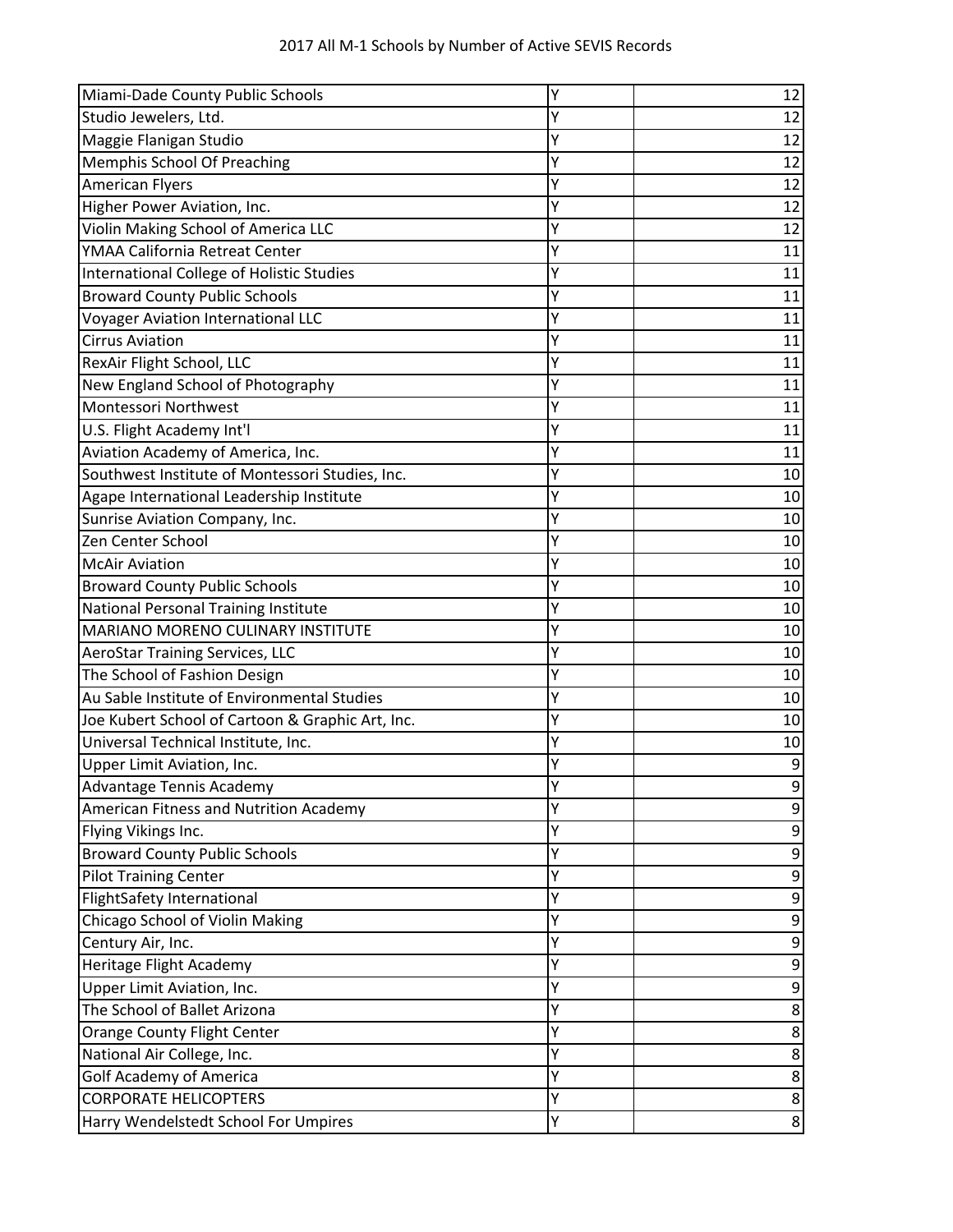| | | |
|---|---|---|
| Miami-Dade County Public Schools | Y | 12 |
| Studio Jewelers, Ltd. | Y | 12 |
| Maggie Flanigan Studio | Y | 12 |
| Memphis School Of Preaching | Y | 12 |
| American Flyers | Y | 12 |
| Higher Power Aviation, Inc. | Y | 12 |
| Violin Making School of America LLC | Y | 12 |
| YMAA California Retreat Center | Y | 11 |
| International College of Holistic Studies | Y | 11 |
| Broward County Public Schools | Y | 11 |
| Voyager Aviation International LLC | Y | 11 |
| Cirrus Aviation | Y | 11 |
| RexAir Flight School, LLC | Y | 11 |
| New England School of Photography | Y | 11 |
| Montessori Northwest | Y | 11 |
| U.S. Flight Academy Int'l | Y | 11 |
| Aviation Academy of America, Inc. | Y | 11 |
| Southwest Institute of Montessori Studies, Inc. | Y | 10 |
| Agape International Leadership Institute | Y | 10 |
| Sunrise Aviation Company, Inc. | Y | 10 |
| Zen Center School | Y | 10 |
| McAir Aviation | Y | 10 |
| Broward County Public Schools | Y | 10 |
| National Personal Training Institute | Y | 10 |
| MARIANO MORENO CULINARY INSTITUTE | Y | 10 |
| AeroStar Training Services, LLC | Y | 10 |
| The School of Fashion Design | Y | 10 |
| Au Sable Institute of Environmental Studies | Y | 10 |
| Joe Kubert School of Cartoon & Graphic Art, Inc. | Y | 10 |
| Universal Technical Institute, Inc. | Y | 10 |
| Upper Limit Aviation, Inc. | Y | 9 |
| Advantage Tennis Academy | Y | 9 |
| American Fitness and Nutrition Academy | Y | 9 |
| Flying Vikings Inc. | Y | 9 |
| Broward County Public Schools | Y | 9 |
| Pilot Training Center | Y | 9 |
| FlightSafety International | Y | 9 |
| Chicago School of Violin Making | Y | 9 |
| Century Air, Inc. | Y | 9 |
| Heritage Flight Academy | Y | 9 |
| Upper Limit Aviation, Inc. | Y | 9 |
| The School of Ballet Arizona | Y | 8 |
| Orange County Flight Center | Y | 8 |
| National Air College, Inc. | Y | 8 |
| Golf Academy of America | Y | 8 |
| CORPORATE HELICOPTERS | Y | 8 |
| Harry Wendelstedt School For Umpires | Y | 8 |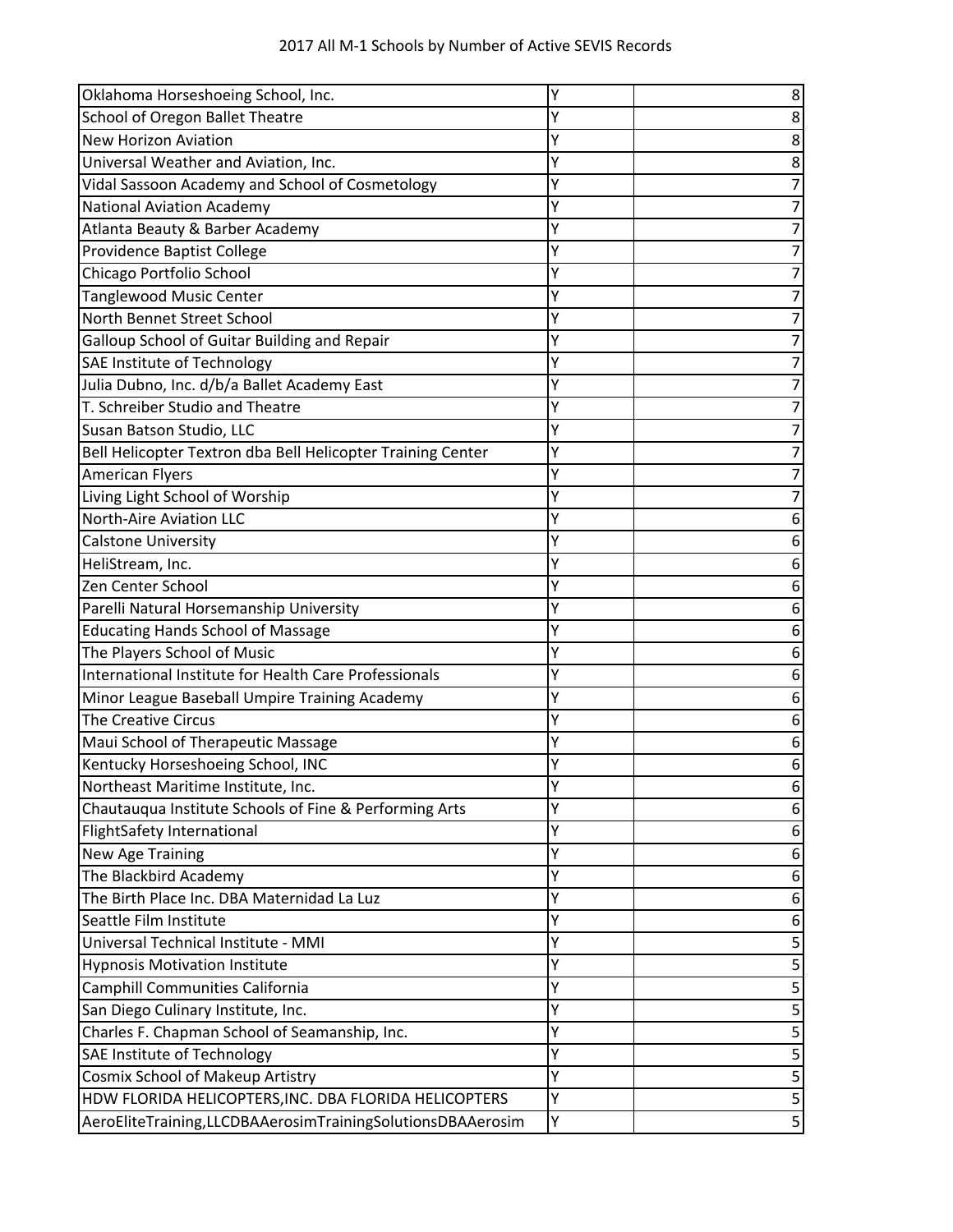| | | |
|---|---|---|
| Oklahoma Horseshoeing School, Inc. | Y | 8 |
| School of Oregon Ballet Theatre | Y | 8 |
| New Horizon Aviation | Y | 8 |
| Universal Weather and Aviation, Inc. | Y | 8 |
| Vidal Sassoon Academy and School of Cosmetology | Y | 7 |
| National Aviation Academy | Y | 7 |
| Atlanta Beauty & Barber Academy | Y | 7 |
| Providence Baptist College | Y | 7 |
| Chicago Portfolio School | Y | 7 |
| Tanglewood Music Center | Y | 7 |
| North Bennet Street School | Y | 7 |
| Galloup School of Guitar Building and Repair | Y | 7 |
| SAE Institute of Technology | Y | 7 |
| Julia Dubno, Inc. d/b/a Ballet Academy East | Y | 7 |
| T. Schreiber Studio and Theatre | Y | 7 |
| Susan Batson Studio, LLC | Y | 7 |
| Bell Helicopter Textron dba Bell Helicopter Training Center | Y | 7 |
| American Flyers | Y | 7 |
| Living Light School of Worship | Y | 7 |
| North-Aire Aviation LLC | Y | 6 |
| Calstone University | Y | 6 |
| HeliStream, Inc. | Y | 6 |
| Zen Center School | Y | 6 |
| Parelli Natural Horsemanship University | Y | 6 |
| Educating Hands School of Massage | Y | 6 |
| The Players School of Music | Y | 6 |
| International Institute for Health Care Professionals | Y | 6 |
| Minor League Baseball Umpire Training Academy | Y | 6 |
| The Creative Circus | Y | 6 |
| Maui School of Therapeutic Massage | Y | 6 |
| Kentucky Horseshoeing School, INC | Y | 6 |
| Northeast Maritime Institute, Inc. | Y | 6 |
| Chautauqua Institute Schools of Fine & Performing Arts | Y | 6 |
| FlightSafety International | Y | 6 |
| New Age Training | Y | 6 |
| The Blackbird Academy | Y | 6 |
| The Birth Place Inc. DBA Maternidad La Luz | Y | 6 |
| Seattle Film Institute | Y | 6 |
| Universal Technical Institute - MMI | Y | 5 |
| Hypnosis Motivation Institute | Y | 5 |
| Camphill Communities California | Y | 5 |
| San Diego Culinary Institute, Inc. | Y | 5 |
| Charles F. Chapman School of Seamanship, Inc. | Y | 5 |
| SAE Institute of Technology | Y | 5 |
| Cosmix School of Makeup Artistry | Y | 5 |
| HDW FLORIDA HELICOPTERS,INC. DBA FLORIDA HELICOPTERS | Y | 5 |
| AeroEliteTraining,LLCDBAAerosimTrainingSolutionsDBAAerosim | Y | 5 |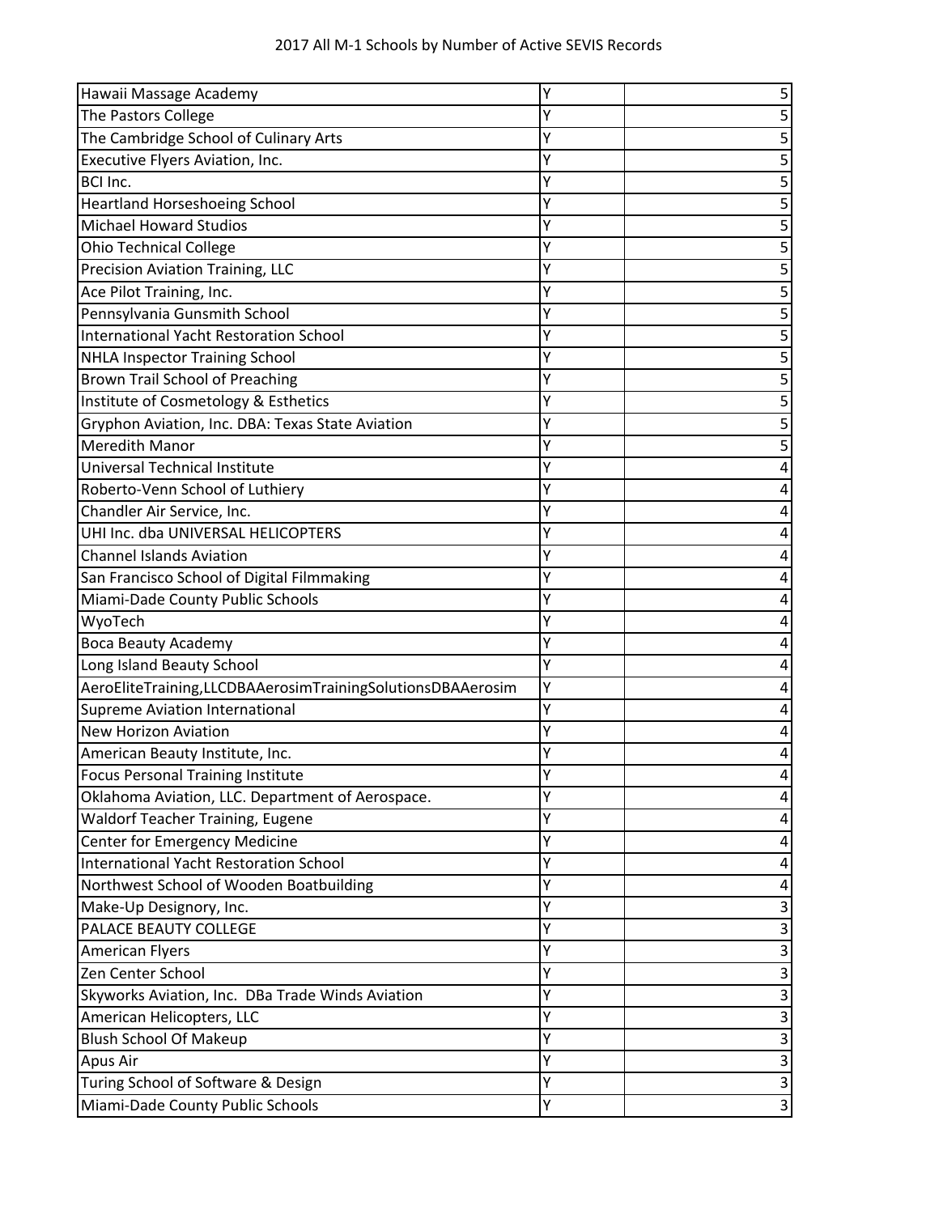| | | |
|---|---|---|
| Hawaii Massage Academy | Y | 5 |
| The Pastors College | Y | 5 |
| The Cambridge School of Culinary Arts | Y | 5 |
| Executive Flyers Aviation, Inc. | Y | 5 |
| BCI Inc. | Y | 5 |
| Heartland Horseshoeing School | Y | 5 |
| Michael Howard Studios | Y | 5 |
| Ohio Technical College | Y | 5 |
| Precision Aviation Training, LLC | Y | 5 |
| Ace Pilot Training, Inc. | Y | 5 |
| Pennsylvania Gunsmith School | Y | 5 |
| International Yacht Restoration School | Y | 5 |
| NHLA Inspector Training School | Y | 5 |
| Brown Trail School of Preaching | Y | 5 |
| Institute of Cosmetology & Esthetics | Y | 5 |
| Gryphon Aviation, Inc. DBA: Texas State Aviation | Y | 5 |
| Meredith Manor | Y | 5 |
| Universal Technical Institute | Y | 4 |
| Roberto-Venn School of Luthiery | Y | 4 |
| Chandler Air Service, Inc. | Y | 4 |
| UHI Inc. dba UNIVERSAL HELICOPTERS | Y | 4 |
| Channel Islands Aviation | Y | 4 |
| San Francisco School of Digital Filmmaking | Y | 4 |
| Miami-Dade County Public Schools | Y | 4 |
| WyoTech | Y | 4 |
| Boca Beauty Academy | Y | 4 |
| Long Island Beauty School | Y | 4 |
| AeroEliteTraining,LLCDBAAerosimTrainingSolutionsDBAAerosim | Y | 4 |
| Supreme Aviation International | Y | 4 |
| New Horizon Aviation | Y | 4 |
| American Beauty Institute, Inc. | Y | 4 |
| Focus Personal Training Institute | Y | 4 |
| Oklahoma Aviation, LLC. Department of Aerospace. | Y | 4 |
| Waldorf Teacher Training, Eugene | Y | 4 |
| Center for Emergency Medicine | Y | 4 |
| International Yacht Restoration School | Y | 4 |
| Northwest School of Wooden Boatbuilding | Y | 4 |
| Make-Up Designory, Inc. | Y | 3 |
| PALACE BEAUTY COLLEGE | Y | 3 |
| American Flyers | Y | 3 |
| Zen Center School | Y | 3 |
| Skyworks Aviation, Inc.  DBa Trade Winds Aviation | Y | 3 |
| American Helicopters, LLC | Y | 3 |
| Blush School Of Makeup | Y | 3 |
| Apus Air | Y | 3 |
| Turing School of Software & Design | Y | 3 |
| Miami-Dade County Public Schools | Y | 3 |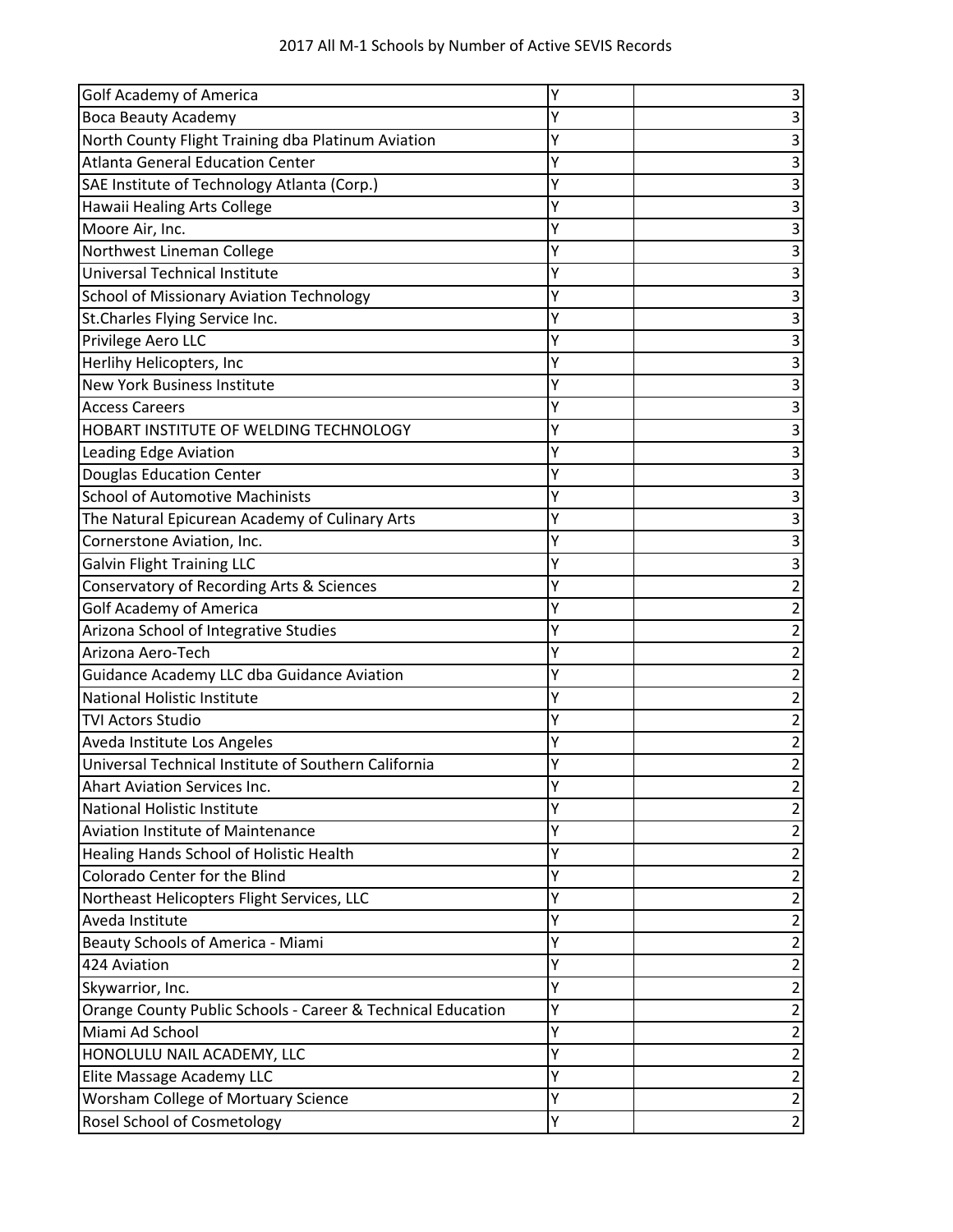| Golf Academy of America | Y | 3 |
|---|---|---|
| Boca Beauty Academy | Y | 3 |
| North County Flight Training dba Platinum Aviation | Y | 3 |
| Atlanta General Education Center | Y | 3 |
| SAE Institute of Technology Atlanta (Corp.) | Y | 3 |
| Hawaii Healing Arts College | Y | 3 |
| Moore Air, Inc. | Y | 3 |
| Northwest Lineman College | Y | 3 |
| Universal Technical Institute | Y | 3 |
| School of Missionary Aviation Technology | Y | 3 |
| St.Charles Flying Service Inc. | Y | 3 |
| Privilege Aero LLC | Y | 3 |
| Herlihy Helicopters, Inc | Y | 3 |
| New York Business Institute | Y | 3 |
| Access Careers | Y | 3 |
| HOBART INSTITUTE OF WELDING TECHNOLOGY | Y | 3 |
| Leading Edge Aviation | Y | 3 |
| Douglas Education Center | Y | 3 |
| School of Automotive Machinists | Y | 3 |
| The Natural Epicurean Academy of Culinary Arts | Y | 3 |
| Cornerstone Aviation, Inc. | Y | 3 |
| Galvin Flight Training LLC | Y | 3 |
| Conservatory of Recording Arts & Sciences | Y | 2 |
| Golf Academy of America | Y | 2 |
| Arizona School of Integrative Studies | Y | 2 |
| Arizona Aero-Tech | Y | 2 |
| Guidance Academy LLC dba Guidance Aviation | Y | 2 |
| National Holistic Institute | Y | 2 |
| TVI Actors Studio | Y | 2 |
| Aveda Institute Los Angeles | Y | 2 |
| Universal Technical Institute of Southern California | Y | 2 |
| Ahart Aviation Services Inc. | Y | 2 |
| National Holistic Institute | Y | 2 |
| Aviation Institute of Maintenance | Y | 2 |
| Healing Hands School of Holistic Health | Y | 2 |
| Colorado Center for the Blind | Y | 2 |
| Northeast Helicopters Flight Services, LLC | Y | 2 |
| Aveda Institute | Y | 2 |
| Beauty Schools of America - Miami | Y | 2 |
| 424 Aviation | Y | 2 |
| Skywarrior, Inc. | Y | 2 |
| Orange County Public Schools - Career & Technical Education | Y | 2 |
| Miami Ad School | Y | 2 |
| HONOLULU NAIL ACADEMY, LLC | Y | 2 |
| Elite Massage Academy LLC | Y | 2 |
| Worsham College of Mortuary Science | Y | 2 |
| Rosel School of Cosmetology | Y | 2 |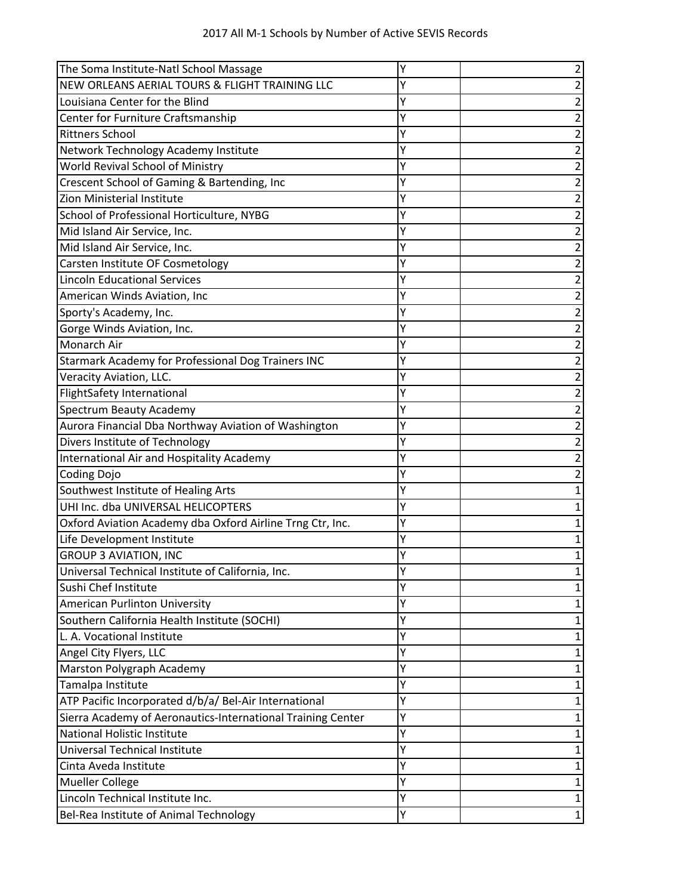| The Soma Institute-Natl School Massage | Y | 2 |
|---|---|---|
| NEW ORLEANS AERIAL TOURS & FLIGHT TRAINING LLC | Y | 2 |
| Louisiana Center for the Blind | Y | 2 |
| Center for Furniture Craftsmanship | Y | 2 |
| Rittners School | Y | 2 |
| Network Technology Academy Institute | Y | 2 |
| World Revival School of Ministry | Y | 2 |
| Crescent School of Gaming & Bartending, Inc | Y | 2 |
| Zion Ministerial Institute | Y | 2 |
| School of Professional Horticulture, NYBG | Y | 2 |
| Mid Island Air Service, Inc. | Y | 2 |
| Mid Island Air Service, Inc. | Y | 2 |
| Carsten Institute OF Cosmetology | Y | 2 |
| Lincoln Educational Services | Y | 2 |
| American Winds Aviation, Inc | Y | 2 |
| Sporty's Academy, Inc. | Y | 2 |
| Gorge Winds Aviation, Inc. | Y | 2 |
| Monarch Air | Y | 2 |
| Starmark Academy for Professional Dog Trainers INC | Y | 2 |
| Veracity Aviation, LLC. | Y | 2 |
| FlightSafety International | Y | 2 |
| Spectrum Beauty Academy | Y | 2 |
| Aurora Financial Dba Northway Aviation of Washington | Y | 2 |
| Divers Institute of Technology | Y | 2 |
| International Air and Hospitality Academy | Y | 2 |
| Coding Dojo | Y | 2 |
| Southwest Institute of Healing Arts | Y | 1 |
| UHI Inc. dba UNIVERSAL HELICOPTERS | Y | 1 |
| Oxford Aviation Academy dba Oxford Airline Trng Ctr, Inc. | Y | 1 |
| Life Development Institute | Y | 1 |
| GROUP 3 AVIATION, INC | Y | 1 |
| Universal Technical Institute of California, Inc. | Y | 1 |
| Sushi Chef Institute | Y | 1 |
| American Purlinton University | Y | 1 |
| Southern California Health Institute (SOCHI) | Y | 1 |
| L. A. Vocational Institute | Y | 1 |
| Angel City Flyers, LLC | Y | 1 |
| Marston Polygraph Academy | Y | 1 |
| Tamalpa Institute | Y | 1 |
| ATP Pacific Incorporated d/b/a/ Bel-Air International | Y | 1 |
| Sierra Academy of Aeronautics-International Training Center | Y | 1 |
| National Holistic Institute | Y | 1 |
| Universal Technical Institute | Y | 1 |
| Cinta Aveda Institute | Y | 1 |
| Mueller College | Y | 1 |
| Lincoln Technical Institute Inc. | Y | 1 |
| Bel-Rea Institute of Animal Technology | Y | 1 |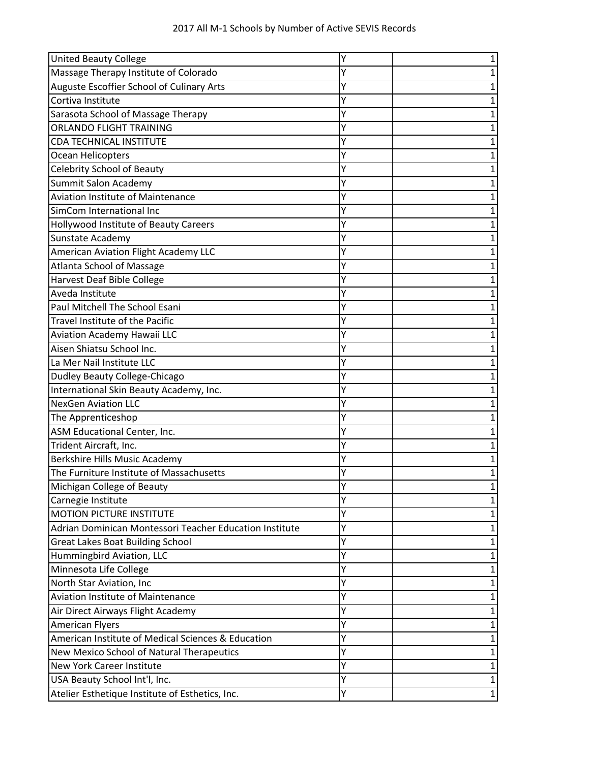| United Beauty College | Y | 1 |
|---|---|---|
| Massage Therapy Institute of Colorado | Y | 1 |
| Auguste Escoffier School of Culinary Arts | Y | 1 |
| Cortiva Institute | Y | 1 |
| Sarasota School of Massage Therapy | Y | 1 |
| ORLANDO FLIGHT TRAINING | Y | 1 |
| CDA TECHNICAL INSTITUTE | Y | 1 |
| Ocean Helicopters | Y | 1 |
| Celebrity School of Beauty | Y | 1 |
| Summit Salon Academy | Y | 1 |
| Aviation Institute of Maintenance | Y | 1 |
| SimCom International Inc | Y | 1 |
| Hollywood Institute of Beauty Careers | Y | 1 |
| Sunstate Academy | Y | 1 |
| American Aviation Flight Academy LLC | Y | 1 |
| Atlanta School of Massage | Y | 1 |
| Harvest Deaf Bible College | Y | 1 |
| Aveda Institute | Y | 1 |
| Paul Mitchell The School Esani | Y | 1 |
| Travel Institute of the Pacific | Y | 1 |
| Aviation Academy Hawaii LLC | Y | 1 |
| Aisen Shiatsu School Inc. | Y | 1 |
| La Mer Nail Institute LLC | Y | 1 |
| Dudley Beauty College-Chicago | Y | 1 |
| International Skin Beauty Academy, Inc. | Y | 1 |
| NexGen Aviation LLC | Y | 1 |
| The Apprenticeshop | Y | 1 |
| ASM Educational Center, Inc. | Y | 1 |
| Trident Aircraft, Inc. | Y | 1 |
| Berkshire Hills Music Academy | Y | 1 |
| The Furniture Institute of Massachusetts | Y | 1 |
| Michigan College of Beauty | Y | 1 |
| Carnegie Institute | Y | 1 |
| MOTION PICTURE INSTITUTE | Y | 1 |
| Adrian Dominican Montessori Teacher Education Institute | Y | 1 |
| Great Lakes Boat Building School | Y | 1 |
| Hummingbird Aviation, LLC | Y | 1 |
| Minnesota Life College | Y | 1 |
| North Star Aviation, Inc | Y | 1 |
| Aviation Institute of Maintenance | Y | 1 |
| Air Direct Airways Flight Academy | Y | 1 |
| American Flyers | Y | 1 |
| American Institute of Medical Sciences & Education | Y | 1 |
| New Mexico School of Natural Therapeutics | Y | 1 |
| New York Career Institute | Y | 1 |
| USA Beauty School Int'l, Inc. | Y | 1 |
| Atelier Esthetique Institute of Esthetics, Inc. | Y | 1 |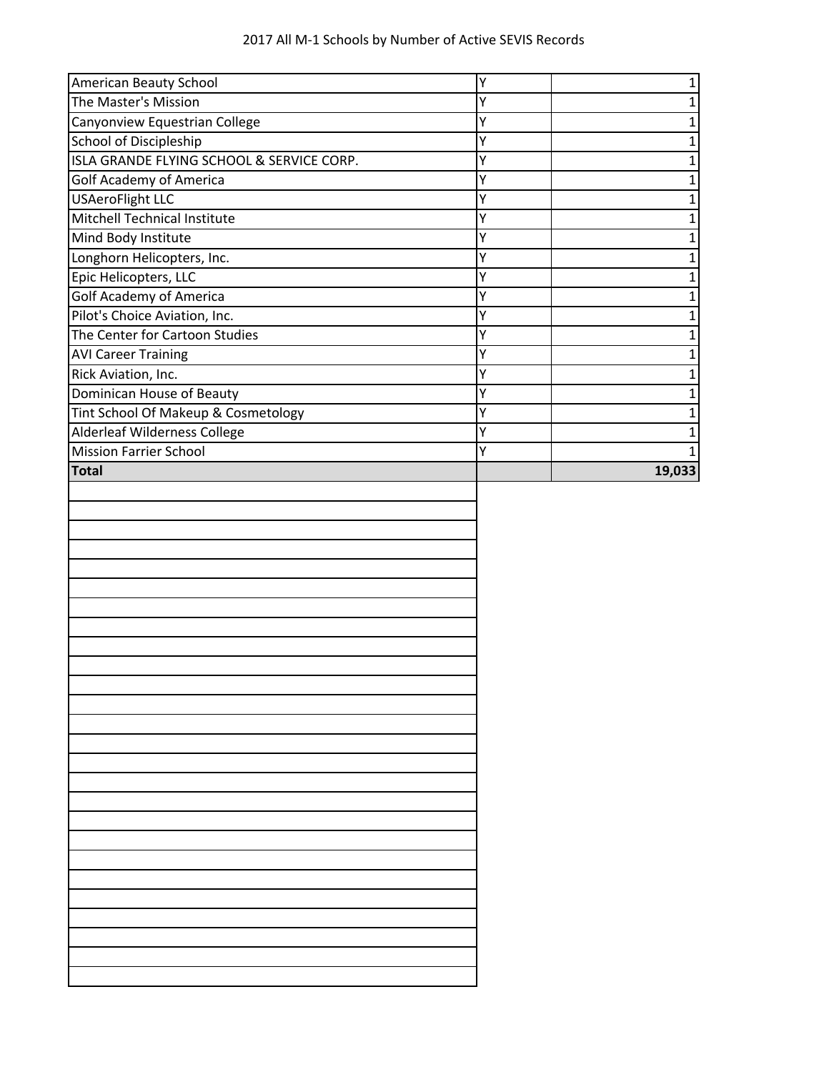2017 All M-1 Schools by Number of Active SEVIS Records

| | | |
|---|---|---|
| American Beauty School | Y | 1 |
| The Master's Mission | Y | 1 |
| Canyonview Equestrian College | Y | 1 |
| School of Discipleship | Y | 1 |
| ISLA GRANDE FLYING SCHOOL & SERVICE CORP. | Y | 1 |
| Golf Academy of America | Y | 1 |
| USAeroFlight LLC | Y | 1 |
| Mitchell Technical Institute | Y | 1 |
| Mind Body Institute | Y | 1 |
| Longhorn Helicopters, Inc. | Y | 1 |
| Epic Helicopters, LLC | Y | 1 |
| Golf Academy of America | Y | 1 |
| Pilot's Choice Aviation, Inc. | Y | 1 |
| The Center for Cartoon Studies | Y | 1 |
| AVI Career Training | Y | 1 |
| Rick Aviation, Inc. | Y | 1 |
| Dominican House of Beauty | Y | 1 |
| Tint School Of Makeup & Cosmetology | Y | 1 |
| Alderleaf Wilderness College | Y | 1 |
| Mission Farrier School | Y | 1 |
| **Total** | | **19,033** |